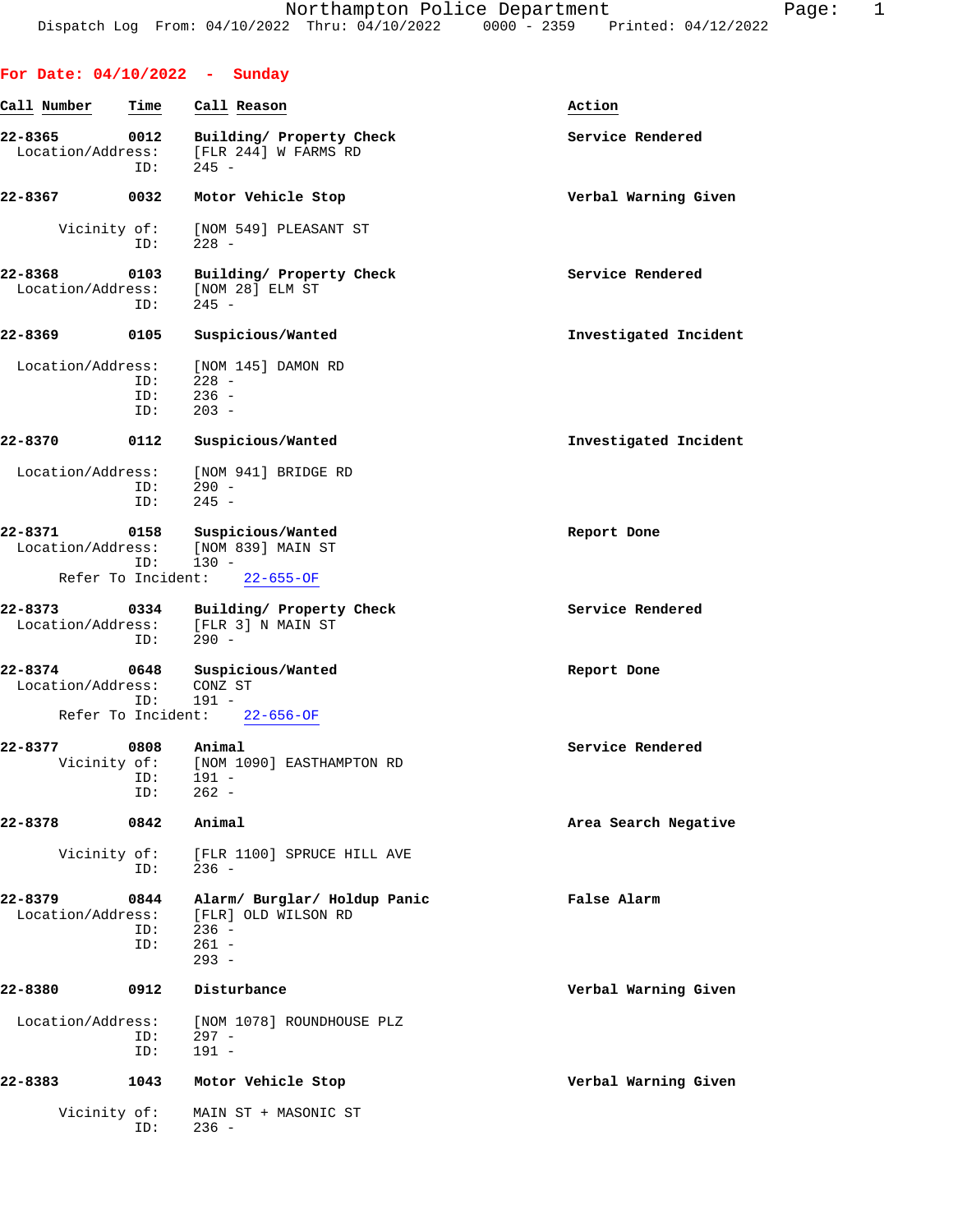Northampton Police Department
Dispatch Log From: 04/10/2022 Thru: 04/10/2022 0000 - 2359 Printed: 04/12/2022

## For Date: 04/10/2022 - Sunday

**Call Number** | **Time** | **Call Reason** | **Action**

**22-8365** **0012** **Building/ Property Check** **Service Rendered**
Location/Address: [FLR 244] W FARMS RD
ID: 245 -

**22-8367** **0032** **Motor Vehicle Stop** **Verbal Warning Given**
Vicinity of: [NOM 549] PLEASANT ST
ID: 228 -

**22-8368** **0103** **Building/ Property Check** **Service Rendered**
Location/Address: [NOM 28] ELM ST
ID: 245 -

**22-8369** **0105** **Suspicious/Wanted** **Investigated Incident**
Location/Address: [NOM 145] DAMON RD
ID: 228 -
ID: 236 -
ID: 203 -

**22-8370** **0112** **Suspicious/Wanted** **Investigated Incident**
Location/Address: [NOM 941] BRIDGE RD
ID: 290 -
ID: 245 -

**22-8371** **0158** **Suspicious/Wanted** **Report Done**
Location/Address: [NOM 839] MAIN ST
ID: 130 -
Refer To Incident: 22-655-OF

**22-8373** **0334** **Building/ Property Check** **Service Rendered**
Location/Address: [FLR 3] N MAIN ST
ID: 290 -

**22-8374** **0648** **Suspicious/Wanted** **Report Done**
Location/Address: CONZ ST
ID: 191 -
Refer To Incident: 22-656-OF

**22-8377** **0808** **Animal** **Service Rendered**
Vicinity of: [NOM 1090] EASTHAMPTON RD
ID: 191 -
ID: 262 -

**22-8378** **0842** **Animal** **Area Search Negative**
Vicinity of: [FLR 1100] SPRUCE HILL AVE
ID: 236 -

**22-8379** **0844** **Alarm/ Burglar/ Holdup Panic** **False Alarm**
Location/Address: [FLR] OLD WILSON RD
ID: 236 -
ID: 261 -
293 -

**22-8380** **0912** **Disturbance** **Verbal Warning Given**
Location/Address: [NOM 1078] ROUNDHOUSE PLZ
ID: 297 -
ID: 191 -

**22-8383** **1043** **Motor Vehicle Stop** **Verbal Warning Given**
Vicinity of: MAIN ST + MASONIC ST
ID: 236 -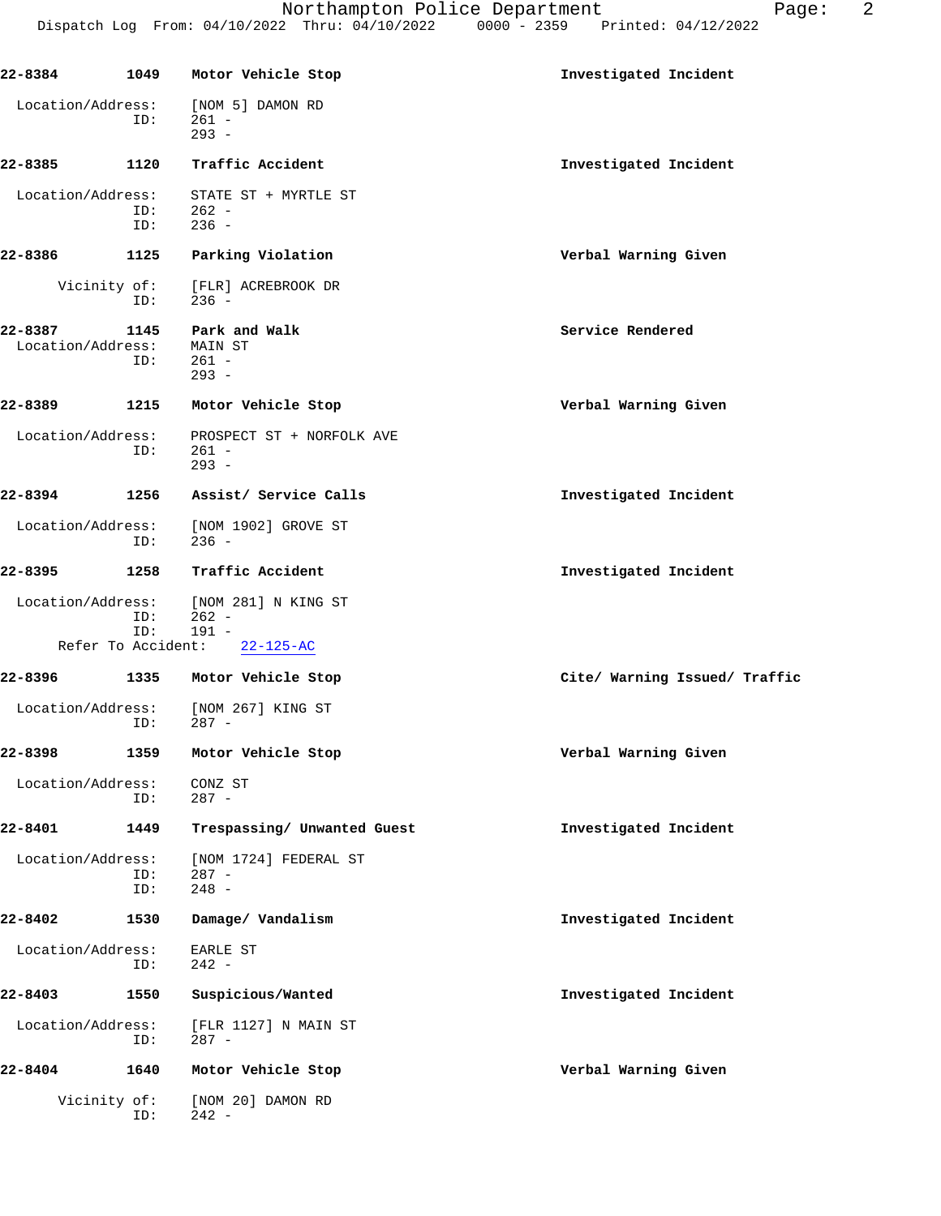**22-8384** **1049** **Motor Vehicle Stop** **Investigated Incident**

Location/Address: [NOM 5] DAMON RD
ID: 261 -
293 -

**22-8385** **1120** **Traffic Accident** **Investigated Incident**

Location/Address: STATE ST + MYRTLE ST
ID: 262 -
ID: 236 -

**22-8386** **1125** **Parking Violation** **Verbal Warning Given**

Vicinity of: [FLR] ACREBROOK DR
ID: 236 -

**22-8387** **1145** **Park and Walk** **Service Rendered**
Location/Address: MAIN ST
ID: 261 -
293 -

**22-8389** **1215** **Motor Vehicle Stop** **Verbal Warning Given**

Location/Address: PROSPECT ST + NORFOLK AVE
ID: 261 -
293 -

**22-8394** **1256** **Assist/ Service Calls** **Investigated Incident**

Location/Address: [NOM 1902] GROVE ST
ID: 236 -

**22-8395** **1258** **Traffic Accident** **Investigated Incident**

Location/Address: [NOM 281] N KING ST
ID: 262 -
ID: 191 -
Refer To Accident: 22-125-AC

**22-8396** **1335** **Motor Vehicle Stop** **Cite/ Warning Issued/ Traffic**

Location/Address: [NOM 267] KING ST
ID: 287 -

**22-8398** **1359** **Motor Vehicle Stop** **Verbal Warning Given**

Location/Address: CONZ ST
ID: 287 -

**22-8401** **1449** **Trespassing/ Unwanted Guest** **Investigated Incident**

Location/Address: [NOM 1724] FEDERAL ST
ID: 287 -
ID: 248 -

**22-8402** **1530** **Damage/ Vandalism** **Investigated Incident**

Location/Address: EARLE ST
ID: 242 -

**22-8403** **1550** **Suspicious/Wanted** **Investigated Incident**

Location/Address: [FLR 1127] N MAIN ST
ID: 287 -

**22-8404** **1640** **Motor Vehicle Stop** **Verbal Warning Given**

Vicinity of: [NOM 20] DAMON RD
ID: 242 -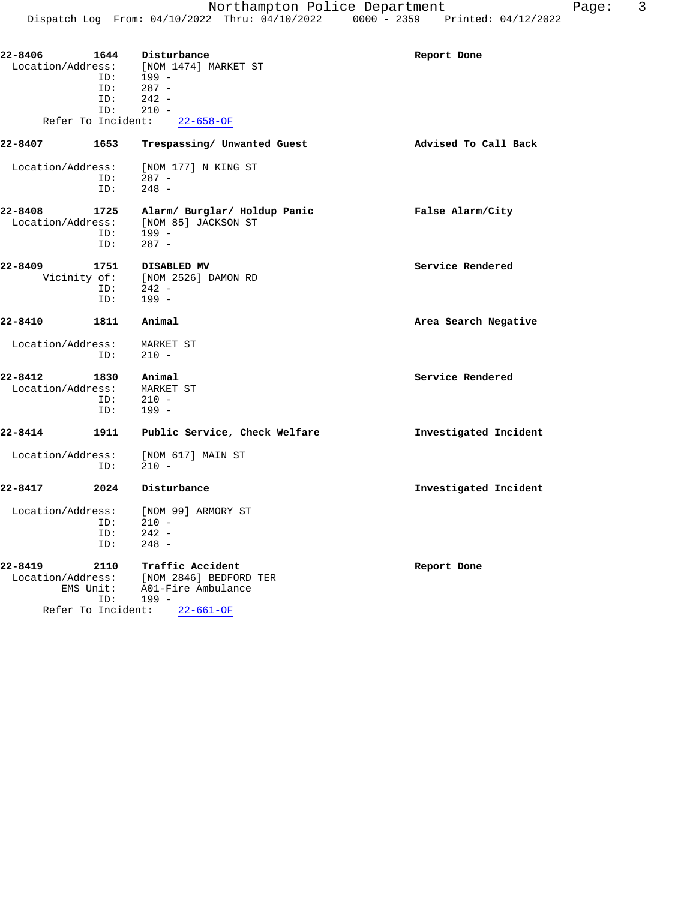22-8406 1644 **Disturbance** **Report Done**
Location/Address: [NOM 1474] MARKET ST
ID: 199 -
ID: 287 -
ID: 242 -
ID: 210 -
Refer To Incident: 22-658-OF

22-8407 1653 **Trespassing/ Unwanted Guest** **Advised To Call Back**
Location/Address: [NOM 177] N KING ST
ID: 287 -
ID: 248 -

22-8408 1725 **Alarm/ Burglar/ Holdup Panic** **False Alarm/City**
Location/Address: [NOM 85] JACKSON ST
ID: 199 -
ID: 287 -

22-8409 1751 **DISABLED MV** **Service Rendered**
Vicinity of: [NOM 2526] DAMON RD
ID: 242 -
ID: 199 -

22-8410 1811 **Animal** **Area Search Negative**
Location/Address: MARKET ST
ID: 210 -

22-8412 1830 **Animal** **Service Rendered**
Location/Address: MARKET ST
ID: 210 -
ID: 199 -

22-8414 1911 **Public Service, Check Welfare** **Investigated Incident**
Location/Address: [NOM 617] MAIN ST
ID: 210 -

22-8417 2024 **Disturbance** **Investigated Incident**
Location/Address: [NOM 99] ARMORY ST
ID: 210 -
ID: 242 -
ID: 248 -

22-8419 2110 **Traffic Accident** **Report Done**
Location/Address: [NOM 2846] BEDFORD TER
EMS Unit: A01-Fire Ambulance
ID: 199 -
Refer To Incident: 22-661-OF